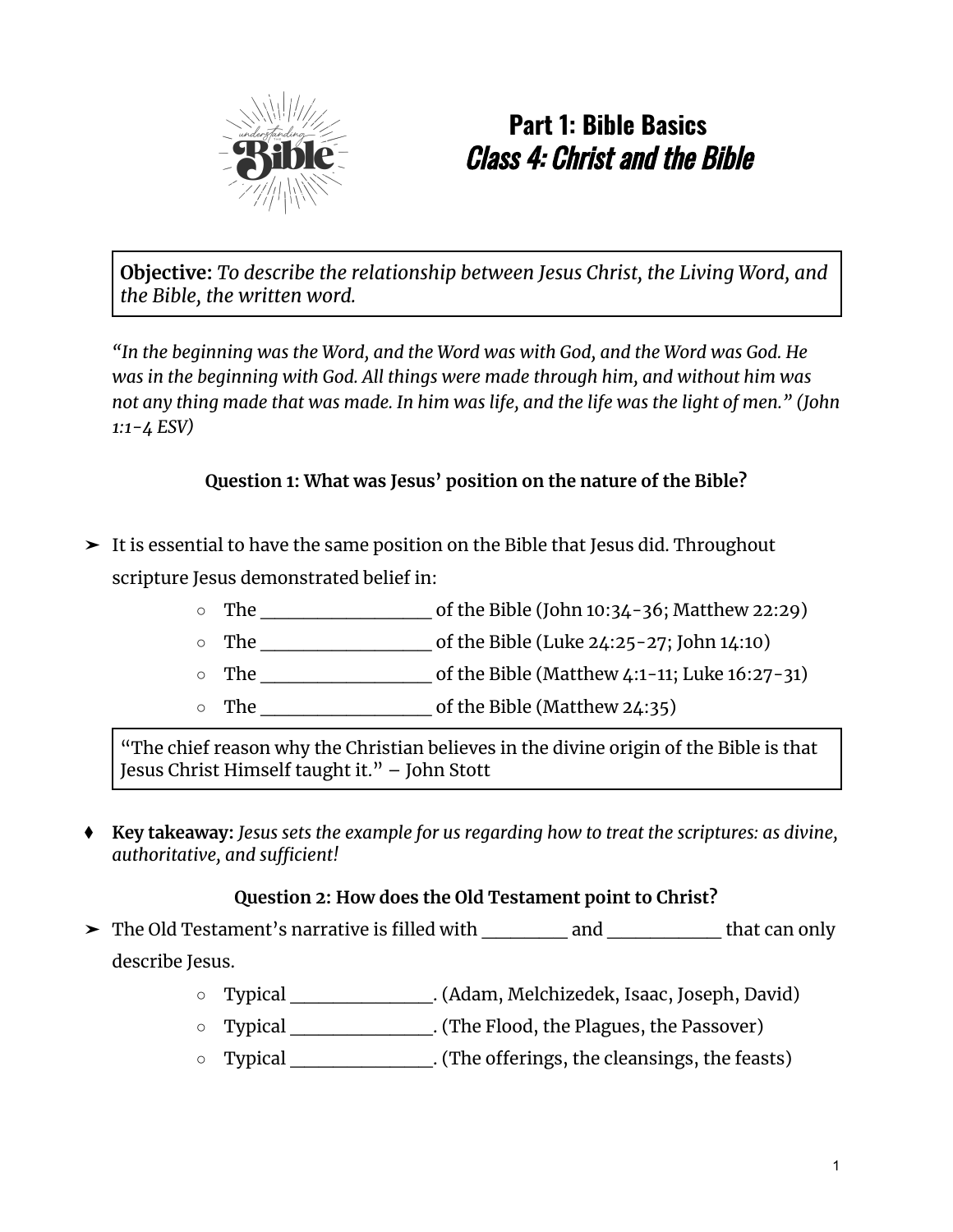# Part 1: Bible Basics

## *Class 4: Christ and the Bible*

**Objective:** *To describe the relationship between Jesus Christ, the Living Word, and the Bible, the written word.*

*"In the beginning was the Word, and the Word was with God, and the Word was God. He was in the beginning with God. All things were made through him, and without him was not any thing made that was made. In him was life, and the life was the light of men." (John 1:1-4 ESV)*

### Question 1: What was Jesus' position on the nature of the Bible?

➢ It is essential to have the same position on the Bible that Jesus did. Throughout scripture Jesus demonstrated belief in:

- The ________________ of the Bible (John 10:34-36; Matthew 22:29)
- The ________________ of the Bible (Luke 24:25-27; John 14:10)
- The ________________ of the Bible (Matthew 4:1-11; Luke 16:27-31)
- The ________________ of the Bible (Matthew 24:35)

> "The chief reason why the Christian believes in the divine origin of the Bible is that Jesus Christ Himself taught it." – John Stott

♦ **Key takeaway:** *Jesus sets the example for us regarding how to treat the scriptures: as divine, authoritative, and sufficient!*

### Question 2: How does the Old Testament point to Christ?

➢ The Old Testament's narrative is filled with _________ and ____________ that can only describe Jesus.

- Typical _______________. (Adam, Melchizedek, Isaac, Joseph, David)
- Typical _______________. (The Flood, the Plagues, the Passover)
- Typical _______________. (The offerings, the cleansings, the feasts)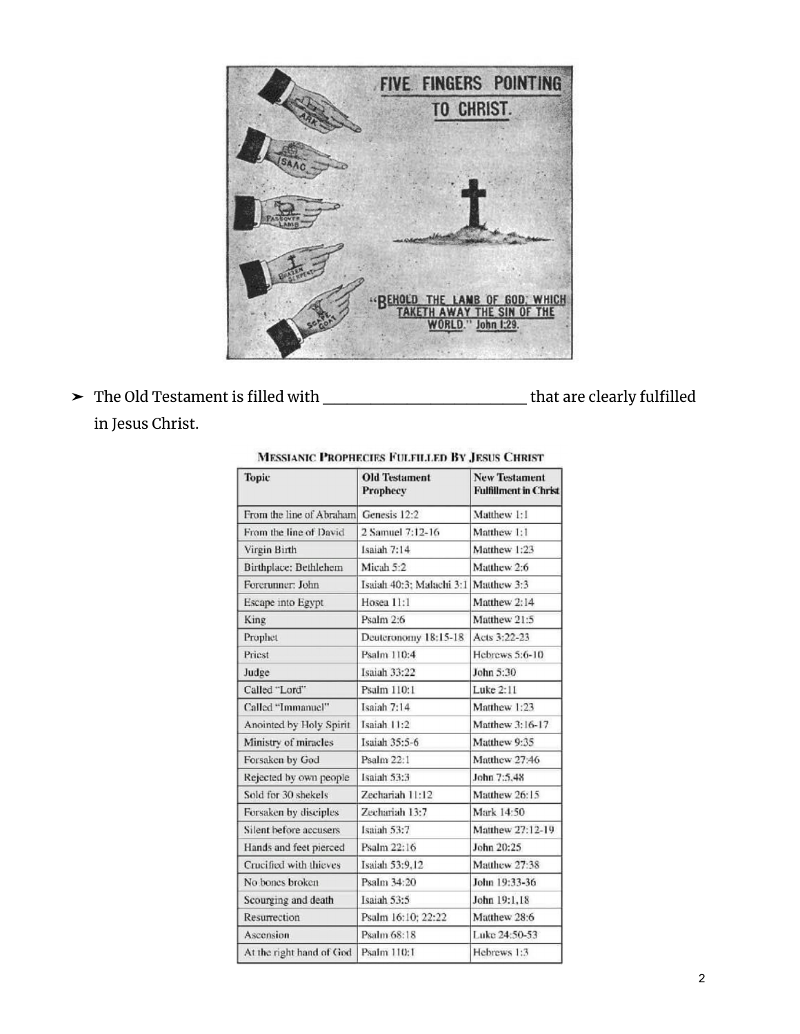FIVE FINGERS POINTING TO CHRIST.

ARK

ISAAC

PASSOVER LAMB

BRAZEN SERPENT

SCAPE GOAT

"BEHOLD THE LAMB OF GOD, WHICH TAKETH AWAY THE SIN OF THE WORLD." John 1:29.

➢ The Old Testament is filled with ________________________ that are clearly fulfilled in Jesus Christ.

**Messianic Prophecies Fulfilled By Jesus Christ**

| Topic | Old Testament Prophecy | New Testament Fulfillment in Christ |
|---|---|---|
| From the line of Abraham | Genesis 12:2 | Matthew 1:1 |
| From the line of David | 2 Samuel 7:12-16 | Matthew 1:1 |
| Virgin Birth | Isaiah 7:14 | Matthew 1:23 |
| Birthplace: Bethlehem | Micah 5:2 | Matthew 2:6 |
| Forerunner: John | Isaiah 40:3; Malachi 3:1 | Matthew 3:3 |
| Escape into Egypt | Hosea 11:1 | Matthew 2:14 |
| King | Psalm 2:6 | Matthew 21:5 |
| Prophet | Deuteronomy 18:15-18 | Acts 3:22-23 |
| Priest | Psalm 110:4 | Hebrews 5:6-10 |
| Judge | Isaiah 33:22 | John 5:30 |
| Called "Lord" | Psalm 110:1 | Luke 2:11 |
| Called "Immanuel" | Isaiah 7:14 | Matthew 1:23 |
| Anointed by Holy Spirit | Isaiah 11:2 | Matthew 3:16-17 |
| Ministry of miracles | Isaiah 35:5-6 | Matthew 9:35 |
| Forsaken by God | Psalm 22:1 | Matthew 27:46 |
| Rejected by own people | Isaiah 53:3 | John 7:5,48 |
| Sold for 30 shekels | Zechariah 11:12 | Matthew 26:15 |
| Forsaken by disciples | Zechariah 13:7 | Mark 14:50 |
| Silent before accusers | Isaiah 53:7 | Matthew 27:12-19 |
| Hands and feet pierced | Psalm 22:16 | John 20:25 |
| Crucified with thieves | Isaiah 53:9,12 | Matthew 27:38 |
| No bones broken | Psalm 34:20 | John 19:33-36 |
| Scourging and death | Isaiah 53:5 | John 19:1,18 |
| Resurrection | Psalm 16:10; 22:22 | Matthew 28:6 |
| Ascension | Psalm 68:18 | Luke 24:50-53 |
| At the right hand of God | Psalm 110:1 | Hebrews 1:3 |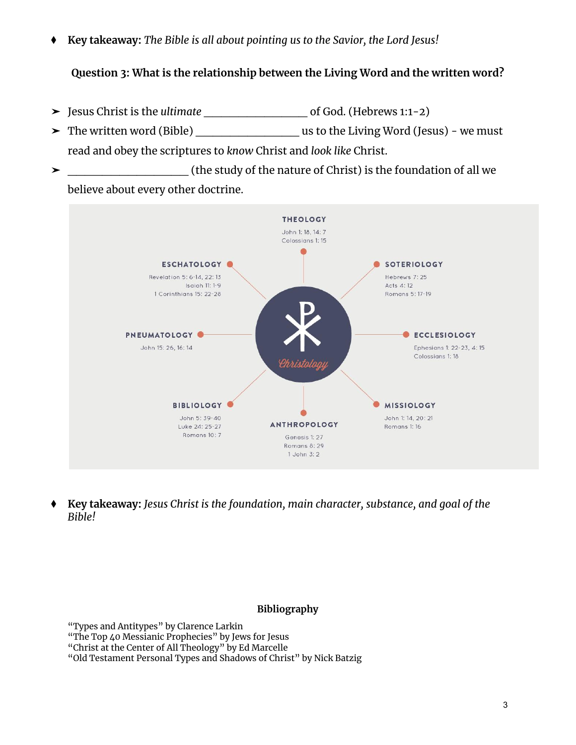- **Key takeaway:** *The Bible is all about pointing us to the Savior, the Lord Jesus!*

**Question 3: What is the relationship between the Living Word and the written word?**

- Jesus Christ is the *ultimate* ___________________ of God. (Hebrews 1:1-2)
- The written word (Bible) ___________________ us to the Living Word (Jesus) - we must read and obey the scriptures to *know* Christ and *look like* Christ.
- ______________________ (the study of the nature of Christ) is the foundation of all we believe about every other doctrine.

THEOLOGY
John 1: 18, 14: 7
Colossians 1: 15

ESCHATOLOGY
Revelation 5: 6-14, 22: 13
Isaiah 11: 1-9
1 Corinthians 15: 22-28

SOTERIOLOGY
Hebrews 7: 25
Acts 4: 12
Romans 5: 17-19

PNEUMATOLOGY
John 15: 26, 16: 14

Christology

ECCLESIOLOGY
Ephesians 1: 22-23, 4: 15
Colossians 1: 18

BIBLIOLOGY
John 5: 39-40
Luke 24: 25-27
Romans 10: 7

ANTHROPOLOGY
Genesis 1: 27
Romans 8: 29
1 John 3: 2

MISSIOLOGY
John 1: 14, 20: 21
Romans 1: 16

- **Key takeaway:** *Jesus Christ is the foundation, main character, substance, and goal of the Bible!*

**Bibliography**

"Types and Antitypes" by Clarence Larkin
"The Top 40 Messianic Prophecies" by Jews for Jesus
"Christ at the Center of All Theology" by Ed Marcelle
"Old Testament Personal Types and Shadows of Christ" by Nick Batzig